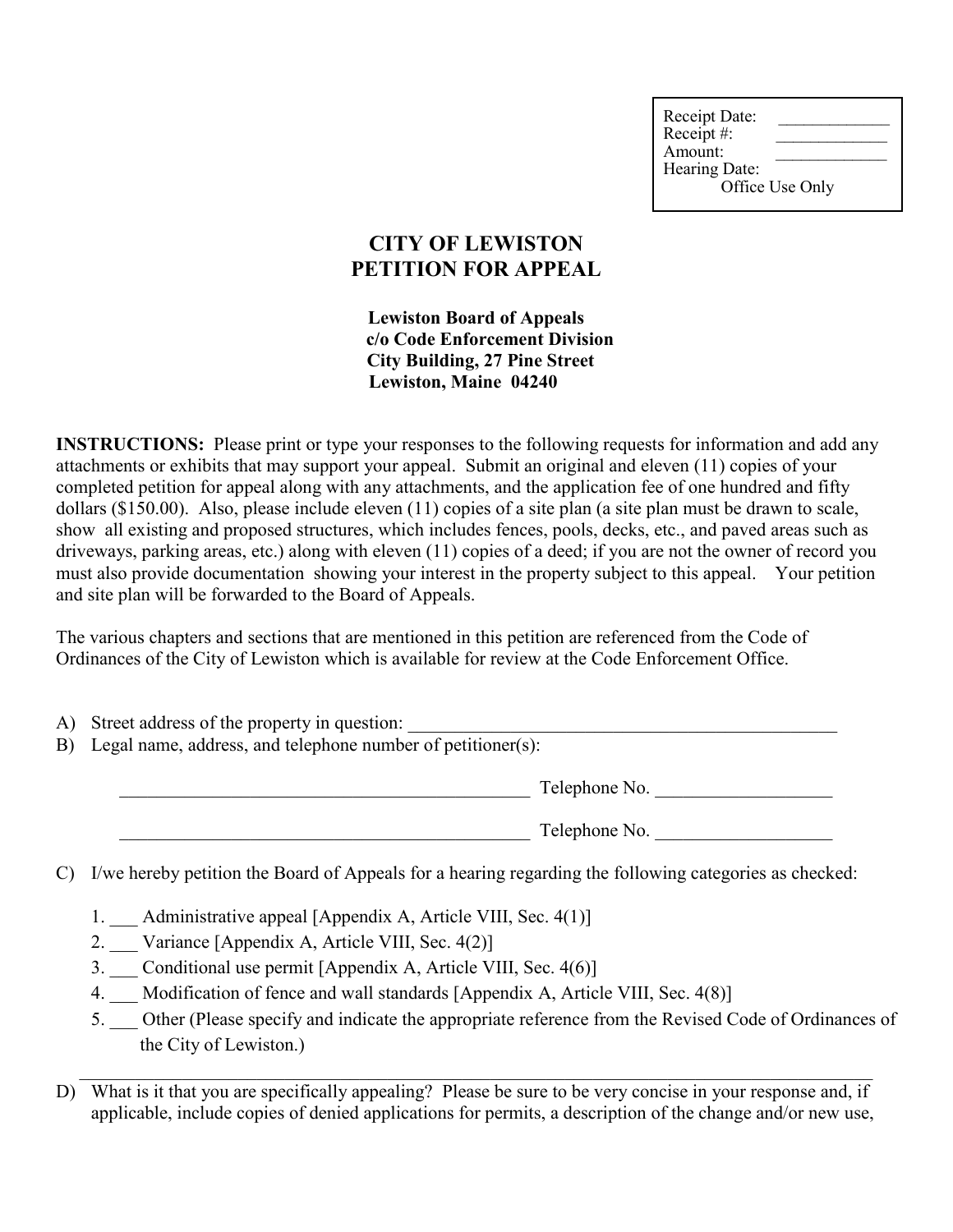| Receipt Date: | _____________ |
| --- | --- |
| Receipt #: | _____________ |
| Amount: | _____________ |
| Hearing Date: | |
| Office Use Only | |

# CITY OF LEWISTON
# PETITION FOR APPEAL

**Lewiston Board of Appeals**
**c/o Code Enforcement Division**
**City Building, 27 Pine Street**
**Lewiston, Maine 04240**

**INSTRUCTIONS:** Please print or type your responses to the following requests for information and add any attachments or exhibits that may support your appeal. Submit an original and eleven (11) copies of your completed petition for appeal along with any attachments, and the application fee of one hundred and fifty dollars ($150.00). Also, please include eleven (11) copies of a site plan (a site plan must be drawn to scale, show all existing and proposed structures, which includes fences, pools, decks, etc., and paved areas such as driveways, parking areas, etc.) along with eleven (11) copies of a deed; if you are not the owner of record you must also provide documentation showing your interest in the property subject to this appeal. Your petition and site plan will be forwarded to the Board of Appeals.

The various chapters and sections that are mentioned in this petition are referenced from the Code of Ordinances of the City of Lewiston which is available for review at the Code Enforcement Office.

A) Street address of the property in question: ________________________________________________

B) Legal name, address, and telephone number of petitioner(s):

_____________________________________________ Telephone No. ___________________

_____________________________________________ Telephone No. ___________________

C) I/we hereby petition the Board of Appeals for a hearing regarding the following categories as checked:

1. ___ Administrative appeal [Appendix A, Article VIII, Sec. 4(1)]
2. ___ Variance [Appendix A, Article VIII, Sec. 4(2)]
3. ___ Conditional use permit [Appendix A, Article VIII, Sec. 4(6)]
4. ___ Modification of fence and wall standards [Appendix A, Article VIII, Sec. 4(8)]
5. ___ Other (Please specify and indicate the appropriate reference from the Revised Code of Ordinances of the City of Lewiston.)

_____________________________________________________________________________________

D) What is it that you are specifically appealing? Please be sure to be very concise in your response and, if applicable, include copies of denied applications for permits, a description of the change and/or new use,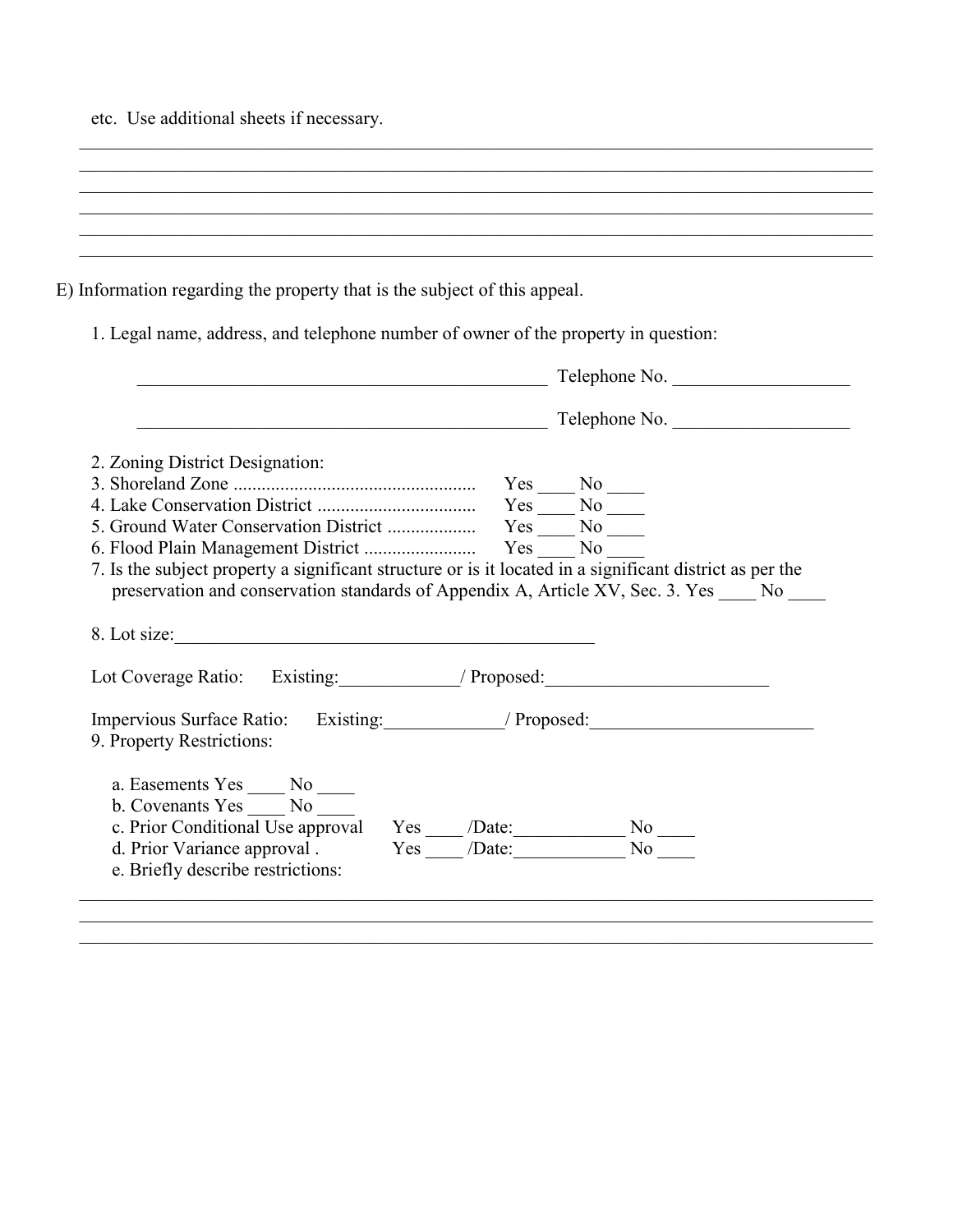etc.  Use additional sheets if necessary.

______________________________________________________________________________
______________________________________________________________________________
______________________________________________________________________________
______________________________________________________________________________
______________________________________________________________________________

E) Information regarding the property that is the subject of this appeal.

1. Legal name, address, and telephone number of owner of the property in question:

_____________________________________________ Telephone No. __________________

_____________________________________________ Telephone No. __________________

2. Zoning District Designation:
3. Shoreland Zone .................................................... Yes ____ No ____
4. Lake Conservation District ................................. Yes ____ No ____
5. Ground Water Conservation District .................. Yes ____ No ____
6. Flood Plain Management District ....................... Yes ____ No ____
7. Is the subject property a significant structure or is it located in a significant district as per the preservation and conservation standards of Appendix A, Article XV, Sec. 3. Yes ____ No ____

8. Lot size:_____________________________________________

Lot Coverage Ratio: Existing:_____________/ Proposed:________________________

Impervious Surface Ratio: Existing:_____________/ Proposed:________________________

9. Property Restrictions:

a. Easements Yes ____ No ____
b. Covenants Yes ____ No ____
c. Prior Conditional Use approval Yes ____ /Date:____________ No ____
d. Prior Variance approval . Yes ____ /Date:____________ No ____
e. Briefly describe restrictions:

______________________________________________________________________________
______________________________________________________________________________
______________________________________________________________________________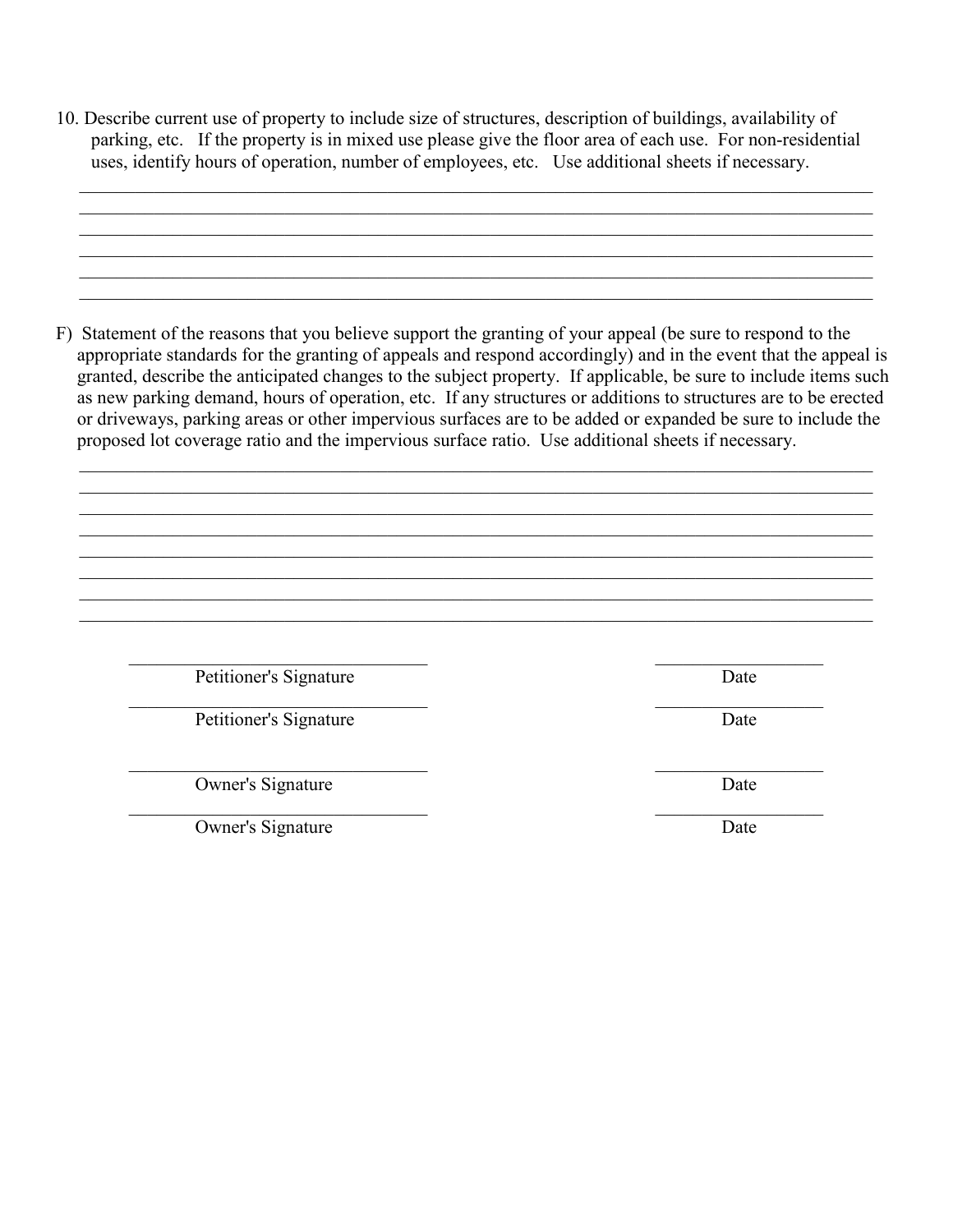10. Describe current use of property to include size of structures, description of buildings, availability of parking, etc. If the property is in mixed use please give the floor area of each use. For non-residential uses, identify hours of operation, number of employees, etc. Use additional sheets if necessary.

______________________________________________________________________________________
______________________________________________________________________________________
______________________________________________________________________________________
______________________________________________________________________________________
______________________________________________________________________________________
______________________________________________________________________________________

F) Statement of the reasons that you believe support the granting of your appeal (be sure to respond to the appropriate standards for the granting of appeals and respond accordingly) and in the event that the appeal is granted, describe the anticipated changes to the subject property. If applicable, be sure to include items such as new parking demand, hours of operation, etc. If any structures or additions to structures are to be erected or driveways, parking areas or other impervious surfaces are to be added or expanded be sure to include the proposed lot coverage ratio and the impervious surface ratio. Use additional sheets if necessary.

______________________________________________________________________________________
______________________________________________________________________________________
______________________________________________________________________________________
______________________________________________________________________________________
______________________________________________________________________________________
______________________________________________________________________________________
______________________________________________________________________________________
______________________________________________________________________________________

| | |
|---|---|
| ______________________________ | __________________ |
| Petitioner's Signature | Date |
| ______________________________ | __________________ |
| Petitioner's Signature | Date |
| ______________________________ | __________________ |
| Owner's Signature | Date |
| ______________________________ | __________________ |
| Owner's Signature | Date |